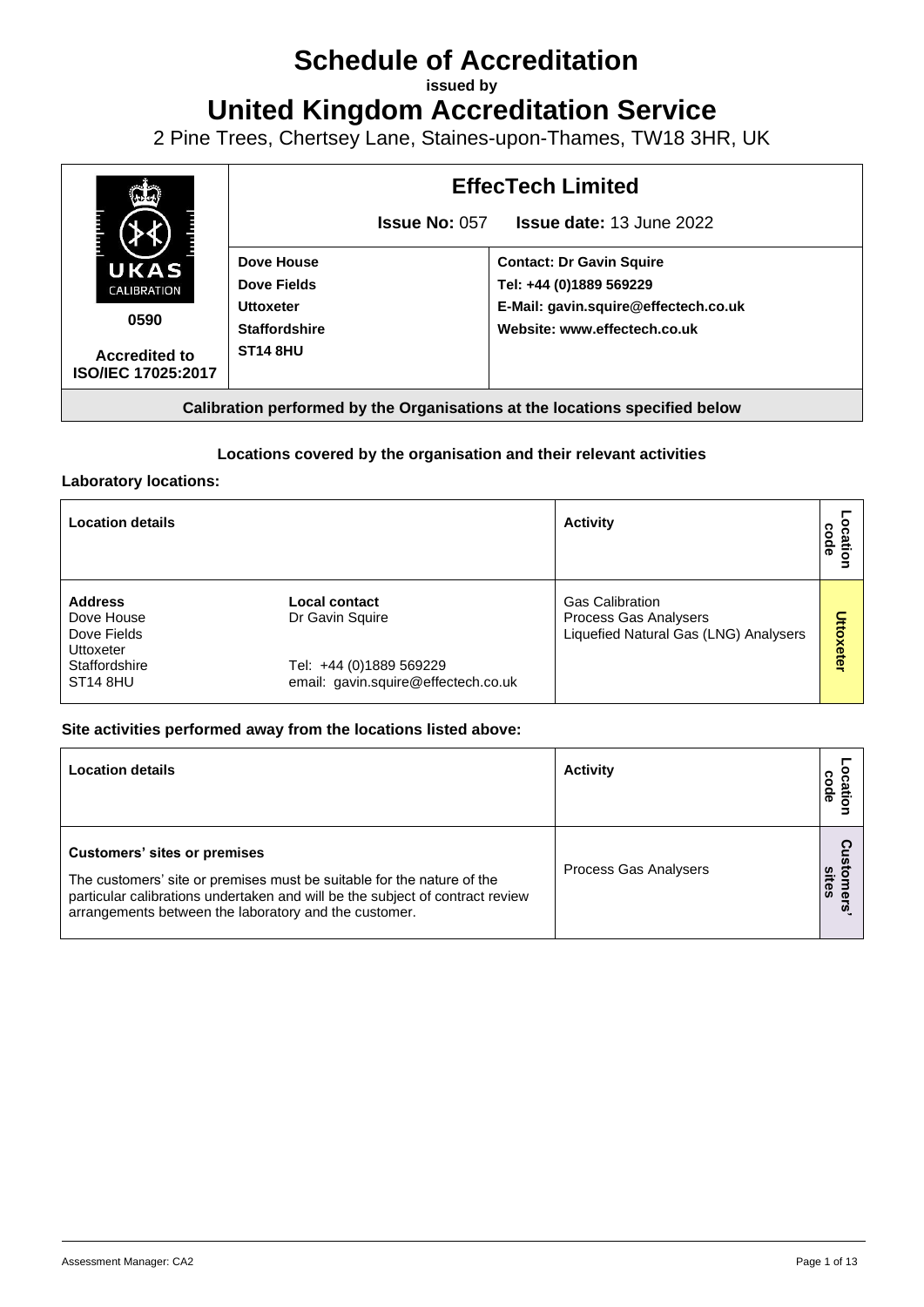# Schedule of Accreditation

**issued by**

# United Kingdom Accreditation Service

2 Pine Trees, Chertsey Lane, Staines-upon-Thames, TW18 3HR, UK

| UKAS CALIBRATION 0590 Accredited to ISO/IEC 17025:2017 | **EffecTech Limited** **Issue No:** 057 **Issue date:** 13 June 2022 | |
|---|---|---|
| | **Dove House** **Dove Fields** **Uttoxeter** **Staffordshire** **ST14 8HU** | **Contact: Dr Gavin Squire** **Tel: +44 (0)1889 569229** **E-Mail: gavin.squire@effectech.co.uk** **Website: www.effectech.co.uk** |

**Calibration performed by the Organisations at the locations specified below**

**Locations covered by the organisation and their relevant activities**

**Laboratory locations:**

| Location details | | Activity | Location code |
|---|---|---|---|
| **Address** Dove House Dove Fields Uttoxeter Staffordshire ST14 8HU | **Local contact** Dr Gavin Squire Tel: +44 (0)1889 569229 email: gavin.squire@effectech.co.uk | Gas Calibration Process Gas Analysers Liquefied Natural Gas (LNG) Analysers | Uttoxeter |

**Site activities performed away from the locations listed above:**

| Location details | Activity | Location code |
|---|---|---|
| **Customers' sites or premises** The customers' site or premises must be suitable for the nature of the particular calibrations undertaken and will be the subject of contract review arrangements between the laboratory and the customer. | Process Gas Analysers | Customers' sites |

Assessment Manager: CA2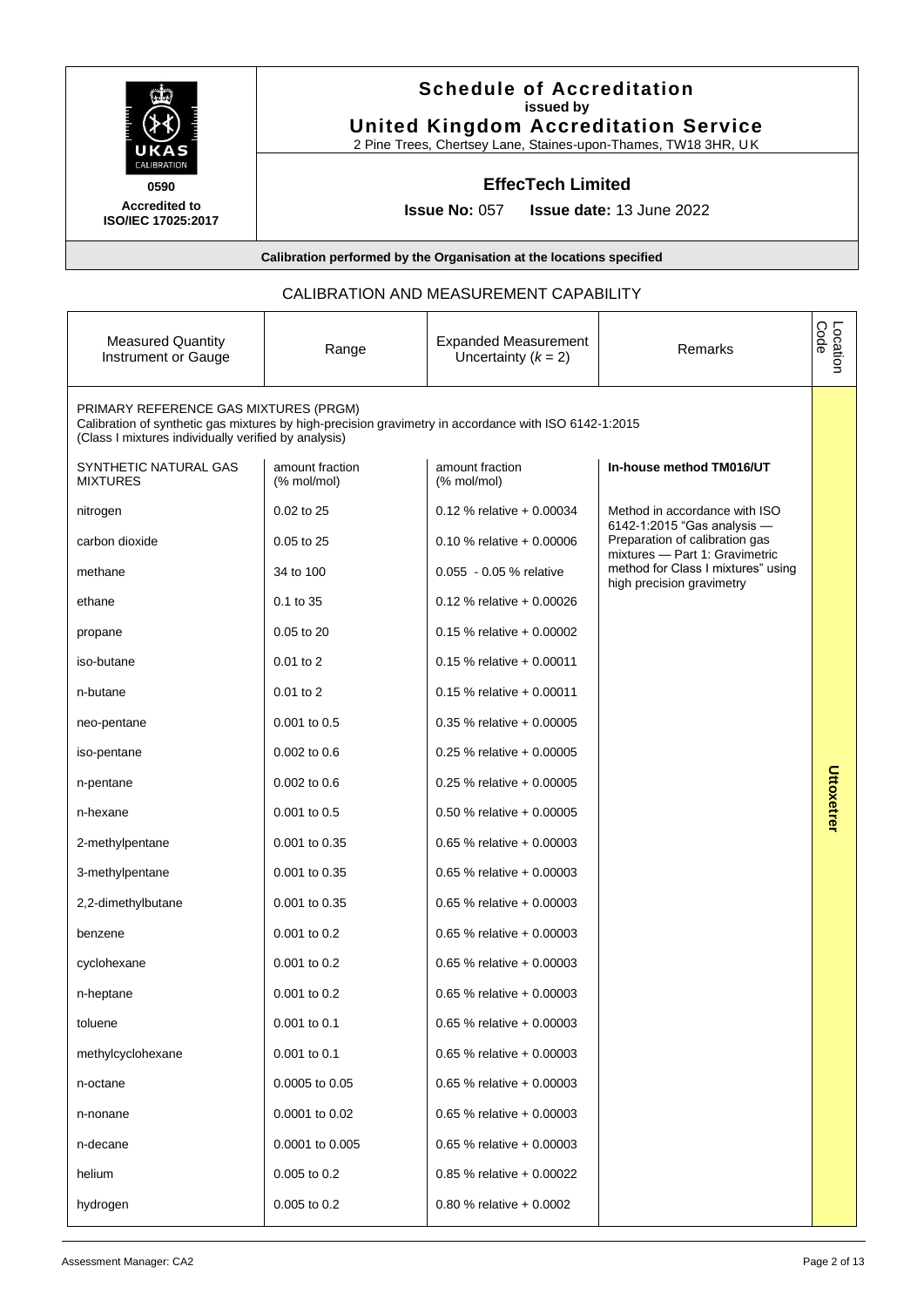# Schedule of Accreditation
**issued by**
**United Kingdom Accreditation Service**
2 Pine Trees, Chertsey Lane, Staines-upon-Thames, TW18 3HR, UK

0590
**Accredited to ISO/IEC 17025:2017**

## EffecTech Limited

**Issue No:** 057 **Issue date:** 13 June 2022

**Calibration performed by the Organisation at the locations specified**

## CALIBRATION AND MEASUREMENT CAPABILITY

| Measured Quantity Instrument or Gauge | Range | Expanded Measurement Uncertainty ($k$ = 2) | Remarks | Location Code |
|---|---|---|---|---|
| PRIMARY REFERENCE GAS MIXTURES (PRGM)<br>Calibration of synthetic gas mixtures by high-precision gravimetry in accordance with ISO 6142-1:2015<br>(Class I mixtures individually verified by analysis) | | | | Uttoxeter |
| SYNTHETIC NATURAL GAS MIXTURES | amount fraction (% mol/mol) | amount fraction (% mol/mol) | **In-house method TM016/UT** | |
| nitrogen | 0.02 to 25 | 0.12 % relative + 0.00034 | Method in accordance with ISO 6142-1:2015 "Gas analysis — Preparation of calibration gas mixtures — Part 1: Gravimetric method for Class I mixtures" using high precision gravimetry | |
| carbon dioxide | 0.05 to 25 | 0.10 % relative + 0.00006 | | |
| methane | 34 to 100 | 0.055 - 0.05 % relative | | |
| ethane | 0.1 to 35 | 0.12 % relative + 0.00026 | | |
| propane | 0.05 to 20 | 0.15 % relative + 0.00002 | | |
| iso-butane | 0.01 to 2 | 0.15 % relative + 0.00011 | | |
| n-butane | 0.01 to 2 | 0.15 % relative + 0.00011 | | |
| neo-pentane | 0.001 to 0.5 | 0.35 % relative + 0.00005 | | |
| iso-pentane | 0.002 to 0.6 | 0.25 % relative + 0.00005 | | |
| n-pentane | 0.002 to 0.6 | 0.25 % relative + 0.00005 | | |
| n-hexane | 0.001 to 0.5 | 0.50 % relative + 0.00005 | | |
| 2-methylpentane | 0.001 to 0.35 | 0.65 % relative + 0.00003 | | |
| 3-methylpentane | 0.001 to 0.35 | 0.65 % relative + 0.00003 | | |
| 2,2-dimethylbutane | 0.001 to 0.35 | 0.65 % relative + 0.00003 | | |
| benzene | 0.001 to 0.2 | 0.65 % relative + 0.00003 | | |
| cyclohexane | 0.001 to 0.2 | 0.65 % relative + 0.00003 | | |
| n-heptane | 0.001 to 0.2 | 0.65 % relative + 0.00003 | | |
| toluene | 0.001 to 0.1 | 0.65 % relative + 0.00003 | | |
| methylcyclohexane | 0.001 to 0.1 | 0.65 % relative + 0.00003 | | |
| n-octane | 0.0005 to 0.05 | 0.65 % relative + 0.00003 | | |
| n-nonane | 0.0001 to 0.02 | 0.65 % relative + 0.00003 | | |
| n-decane | 0.0001 to 0.005 | 0.65 % relative + 0.00003 | | |
| helium | 0.005 to 0.2 | 0.85 % relative + 0.00022 | | |
| hydrogen | 0.005 to 0.2 | 0.80 % relative + 0.0002 | | |

Assessment Manager: CA2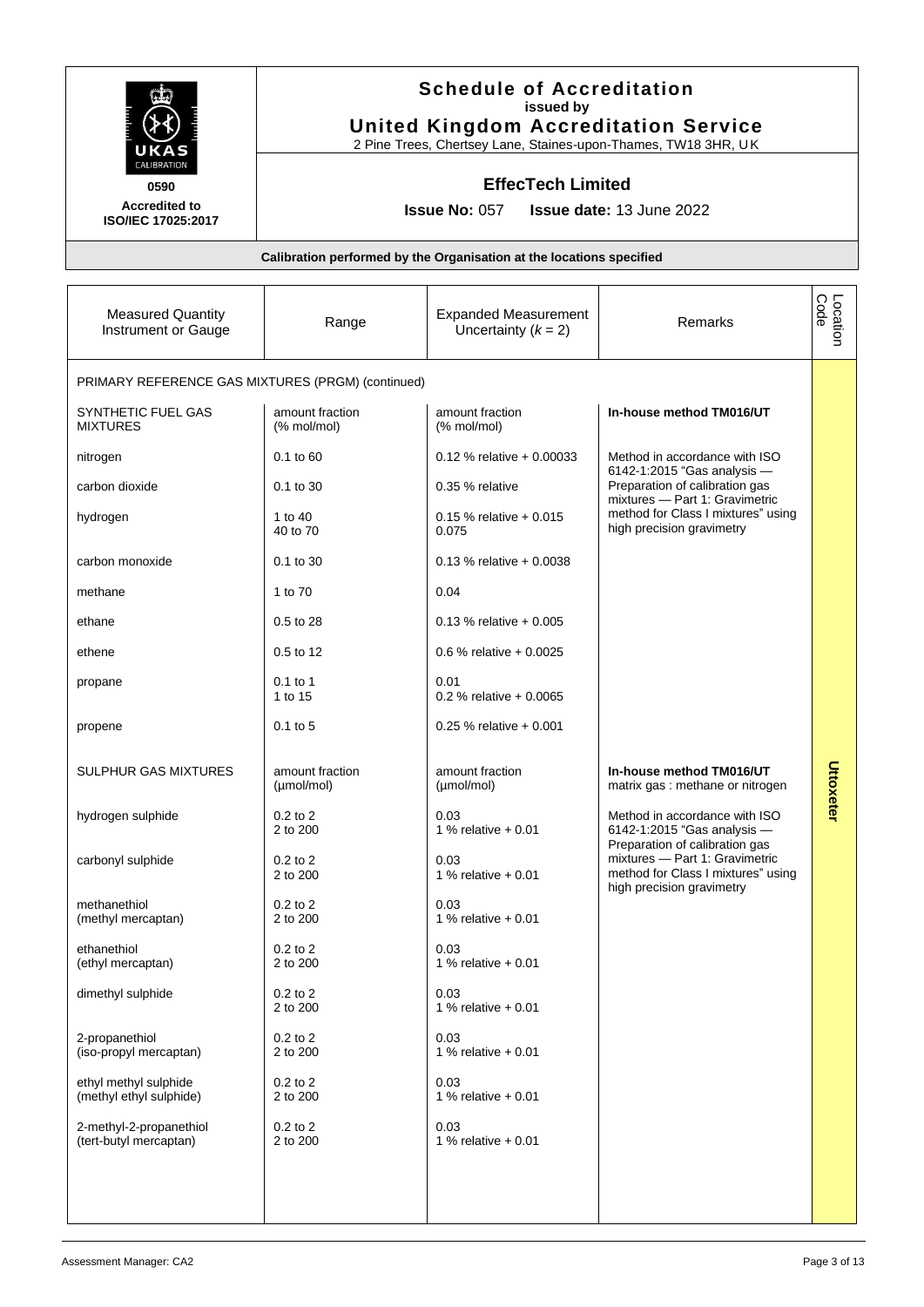# Schedule of Accreditation

issued by

**United Kingdom Accreditation Service**

2 Pine Trees, Chertsey Lane, Staines-upon-Thames, TW18 3HR, UK

0590

**Accredited to ISO/IEC 17025:2017**

## EffecTech Limited

**Issue No:** 057 **Issue date:** 13 June 2022

**Calibration performed by the Organisation at the locations specified**

| Measured Quantity Instrument or Gauge | Range | Expanded Measurement Uncertainty ($k = 2$) | Remarks | Location Code |
|---|---|---|---|---|
| PRIMARY REFERENCE GAS MIXTURES (PRGM) (continued) | | | | |
| SYNTHETIC FUEL GAS MIXTURES | amount fraction (% mol/mol) | amount fraction (% mol/mol) | **In-house method TM016/UT** | Uttoxeter |
| nitrogen | 0.1 to 60 | 0.12 % relative + 0.00033 | Method in accordance with ISO 6142-1:2015 "Gas analysis — Preparation of calibration gas mixtures — Part 1: Gravimetric method for Class I mixtures" using high precision gravimetry | |
| carbon dioxide | 0.1 to 30 | 0.35 % relative | | |
| hydrogen | 1 to 40<br>40 to 70 | 0.15 % relative + 0.015<br>0.075 | | |
| carbon monoxide | 0.1 to 30 | 0.13 % relative + 0.0038 | | |
| methane | 1 to 70 | 0.04 | | |
| ethane | 0.5 to 28 | 0.13 % relative + 0.005 | | |
| ethene | 0.5 to 12 | 0.6 % relative + 0.0025 | | |
| propane | 0.1 to 1<br>1 to 15 | 0.01<br>0.2 % relative + 0.0065 | | |
| propene | 0.1 to 5 | 0.25 % relative + 0.001 | | |
| SULPHUR GAS MIXTURES | amount fraction (µmol/mol) | amount fraction (µmol/mol) | **In-house method TM016/UT** matrix gas : methane or nitrogen | |
| hydrogen sulphide | 0.2 to 2<br>2 to 200 | 0.03<br>1 % relative + 0.01 | Method in accordance with ISO 6142-1:2015 "Gas analysis — Preparation of calibration gas mixtures — Part 1: Gravimetric method for Class I mixtures" using high precision gravimetry | |
| carbonyl sulphide | 0.2 to 2<br>2 to 200 | 0.03<br>1 % relative + 0.01 | | |
| methanethiol (methyl mercaptan) | 0.2 to 2<br>2 to 200 | 0.03<br>1 % relative + 0.01 | | |
| ethanethiol (ethyl mercaptan) | 0.2 to 2<br>2 to 200 | 0.03<br>1 % relative + 0.01 | | |
| dimethyl sulphide | 0.2 to 2<br>2 to 200 | 0.03<br>1 % relative + 0.01 | | |
| 2-propanethiol (iso-propyl mercaptan) | 0.2 to 2<br>2 to 200 | 0.03<br>1 % relative + 0.01 | | |
| ethyl methyl sulphide (methyl ethyl sulphide) | 0.2 to 2<br>2 to 200 | 0.03<br>1 % relative + 0.01 | | |
| 2-methyl-2-propanethiol (tert-butyl mercaptan) | 0.2 to 2<br>2 to 200 | 0.03<br>1 % relative + 0.01 | | |

Assessment Manager: CA2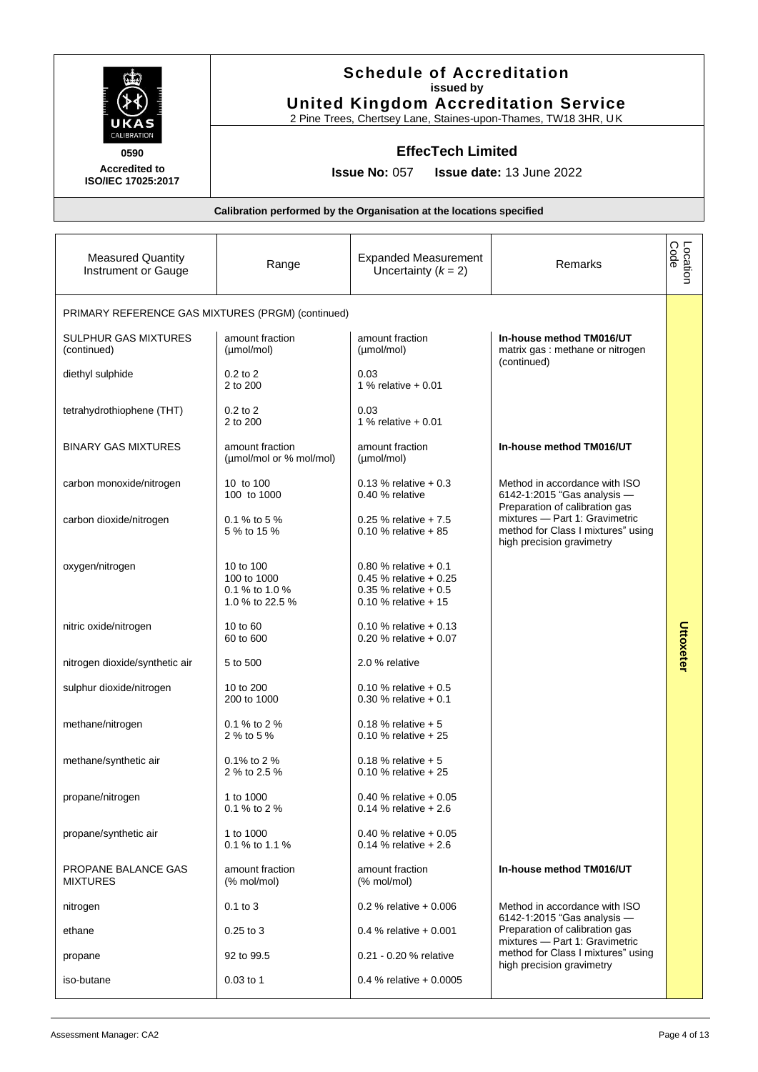# Schedule of Accreditation

issued by

## United Kingdom Accreditation Service

2 Pine Trees, Chertsey Lane, Staines-upon-Thames, TW18 3HR, UK

0590

**Accredited to ISO/IEC 17025:2017**

## EffecTech Limited

**Issue No:** 057 **Issue date:** 13 June 2022

**Calibration performed by the Organisation at the locations specified**

| Measured Quantity Instrument or Gauge | Range | Expanded Measurement Uncertainty ($k$ = 2) | Remarks | Location Code |
|---|---|---|---|---|
| PRIMARY REFERENCE GAS MIXTURES (PRGM) (continued) | | | | |
| SULPHUR GAS MIXTURES (continued) | amount fraction (µmol/mol) | amount fraction (µmol/mol) | **In-house method TM016/UT** matrix gas : methane or nitrogen (continued) | Uttoxeter |
| diethyl sulphide | 0.2 to 2<br>2 to 200 | 0.03<br>1 % relative + 0.01 | | |
| tetrahydrothiophene (THT) | 0.2 to 2<br>2 to 200 | 0.03<br>1 % relative + 0.01 | | |
| BINARY GAS MIXTURES | amount fraction (µmol/mol or % mol/mol) | amount fraction (µmol/mol) | **In-house method TM016/UT** | |
| carbon monoxide/nitrogen | 10 to 100<br>100 to 1000 | 0.13 % relative + 0.3<br>0.40 % relative | Method in accordance with ISO 6142-1:2015 "Gas analysis — Preparation of calibration gas mixtures — Part 1: Gravimetric method for Class I mixtures" using high precision gravimetry | |
| carbon dioxide/nitrogen | 0.1 % to 5 %<br>5 % to 15 % | 0.25 % relative + 7.5<br>0.10 % relative + 85 | | |
| oxygen/nitrogen | 10 to 100<br>100 to 1000<br>0.1 % to 1.0 %<br>1.0 % to 22.5 % | 0.80 % relative + 0.1<br>0.45 % relative + 0.25<br>0.35 % relative + 0.5<br>0.10 % relative + 15 | | |
| nitric oxide/nitrogen | 10 to 60<br>60 to 600 | 0.10 % relative + 0.13<br>0.20 % relative + 0.07 | | |
| nitrogen dioxide/synthetic air | 5 to 500 | 2.0 % relative | | |
| sulphur dioxide/nitrogen | 10 to 200<br>200 to 1000 | 0.10 % relative + 0.5<br>0.30 % relative + 0.1 | | |
| methane/nitrogen | 0.1 % to 2 %<br>2 % to 5 % | 0.18 % relative + 5<br>0.10 % relative + 25 | | |
| methane/synthetic air | 0.1% to 2 %<br>2 % to 2.5 % | 0.18 % relative + 5<br>0.10 % relative + 25 | | |
| propane/nitrogen | 1 to 1000<br>0.1 % to 2 % | 0.40 % relative + 0.05<br>0.14 % relative + 2.6 | | |
| propane/synthetic air | 1 to 1000<br>0.1 % to 1.1 % | 0.40 % relative + 0.05<br>0.14 % relative + 2.6 | | |
| PROPANE BALANCE GAS MIXTURES | amount fraction (% mol/mol) | amount fraction (% mol/mol) | **In-house method TM016/UT** | |
| nitrogen | 0.1 to 3 | 0.2 % relative + 0.006 | Method in accordance with ISO 6142-1:2015 "Gas analysis — Preparation of calibration gas mixtures — Part 1: Gravimetric method for Class I mixtures" using high precision gravimetry | |
| ethane | 0.25 to 3 | 0.4 % relative + 0.001 | | |
| propane | 92 to 99.5 | 0.21 - 0.20 % relative | | |
| iso-butane | 0.03 to 1 | 0.4 % relative + 0.0005 | | |

Assessment Manager: CA2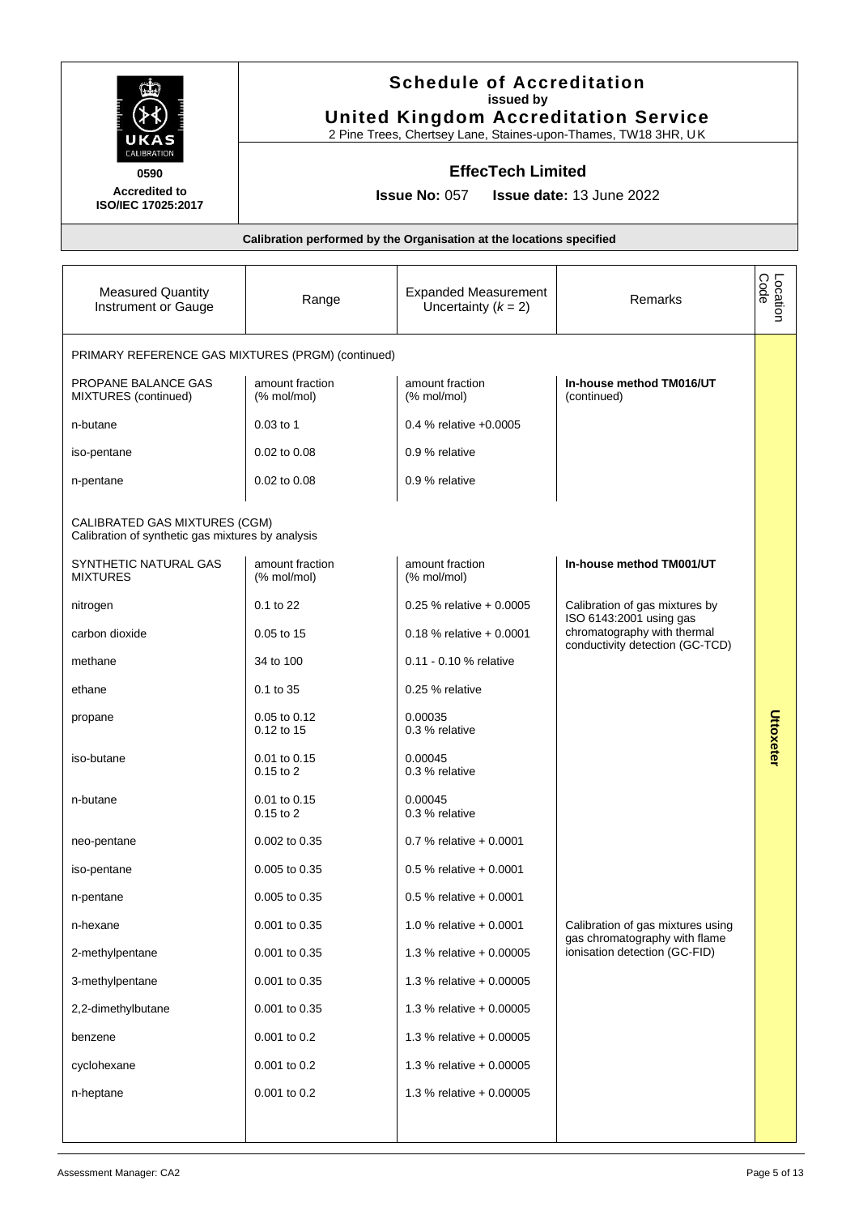# Schedule of Accreditation

**issued by**

**United Kingdom Accreditation Service**

2 Pine Trees, Chertsey Lane, Staines-upon-Thames, TW18 3HR, UK

0590

**Accredited to ISO/IEC 17025:2017**

## EffecTech Limited

**Issue No:** 057 **Issue date:** 13 June 2022

**Calibration performed by the Organisation at the locations specified**

| Measured Quantity Instrument or Gauge | Range | Expanded Measurement Uncertainty ($k = 2$) | Remarks | Location Code |
|---|---|---|---|---|
| PRIMARY REFERENCE GAS MIXTURES (PRGM) (continued) | | | | Uttoxeter |
| PROPANE BALANCE GAS MIXTURES (continued) | amount fraction (% mol/mol) | amount fraction (% mol/mol) | **In-house method TM016/UT** (continued) | |
| n-butane | 0.03 to 1 | 0.4 % relative +0.0005 | | |
| iso-pentane | 0.02 to 0.08 | 0.9 % relative | | |
| n-pentane | 0.02 to 0.08 | 0.9 % relative | | |
| CALIBRATED GAS MIXTURES (CGM) Calibration of synthetic gas mixtures by analysis | | | | |
| SYNTHETIC NATURAL GAS MIXTURES | amount fraction (% mol/mol) | amount fraction (% mol/mol) | **In-house method TM001/UT** | |
| nitrogen | 0.1 to 22 | 0.25 % relative + 0.0005 | Calibration of gas mixtures by ISO 6143:2001 using gas chromatography with thermal conductivity detection (GC-TCD) | |
| carbon dioxide | 0.05 to 15 | 0.18 % relative + 0.0001 | | |
| methane | 34 to 100 | 0.11 - 0.10 % relative | | |
| ethane | 0.1 to 35 | 0.25 % relative | | |
| propane | 0.05 to 0.12<br>0.12 to 15 | 0.00035<br>0.3 % relative | | |
| iso-butane | 0.01 to 0.15<br>0.15 to 2 | 0.00045<br>0.3 % relative | | |
| n-butane | 0.01 to 0.15<br>0.15 to 2 | 0.00045<br>0.3 % relative | | |
| neo-pentane | 0.002 to 0.35 | 0.7 % relative + 0.0001 | | |
| iso-pentane | 0.005 to 0.35 | 0.5 % relative + 0.0001 | | |
| n-pentane | 0.005 to 0.35 | 0.5 % relative + 0.0001 | | |
| n-hexane | 0.001 to 0.35 | 1.0 % relative + 0.0001 | Calibration of gas mixtures using gas chromatography with flame ionisation detection (GC-FID) | |
| 2-methylpentane | 0.001 to 0.35 | 1.3 % relative + 0.00005 | | |
| 3-methylpentane | 0.001 to 0.35 | 1.3 % relative + 0.00005 | | |
| 2,2-dimethylbutane | 0.001 to 0.35 | 1.3 % relative + 0.00005 | | |
| benzene | 0.001 to 0.2 | 1.3 % relative + 0.00005 | | |
| cyclohexane | 0.001 to 0.2 | 1.3 % relative + 0.00005 | | |
| n-heptane | 0.001 to 0.2 | 1.3 % relative + 0.00005 | | |

Assessment Manager: CA2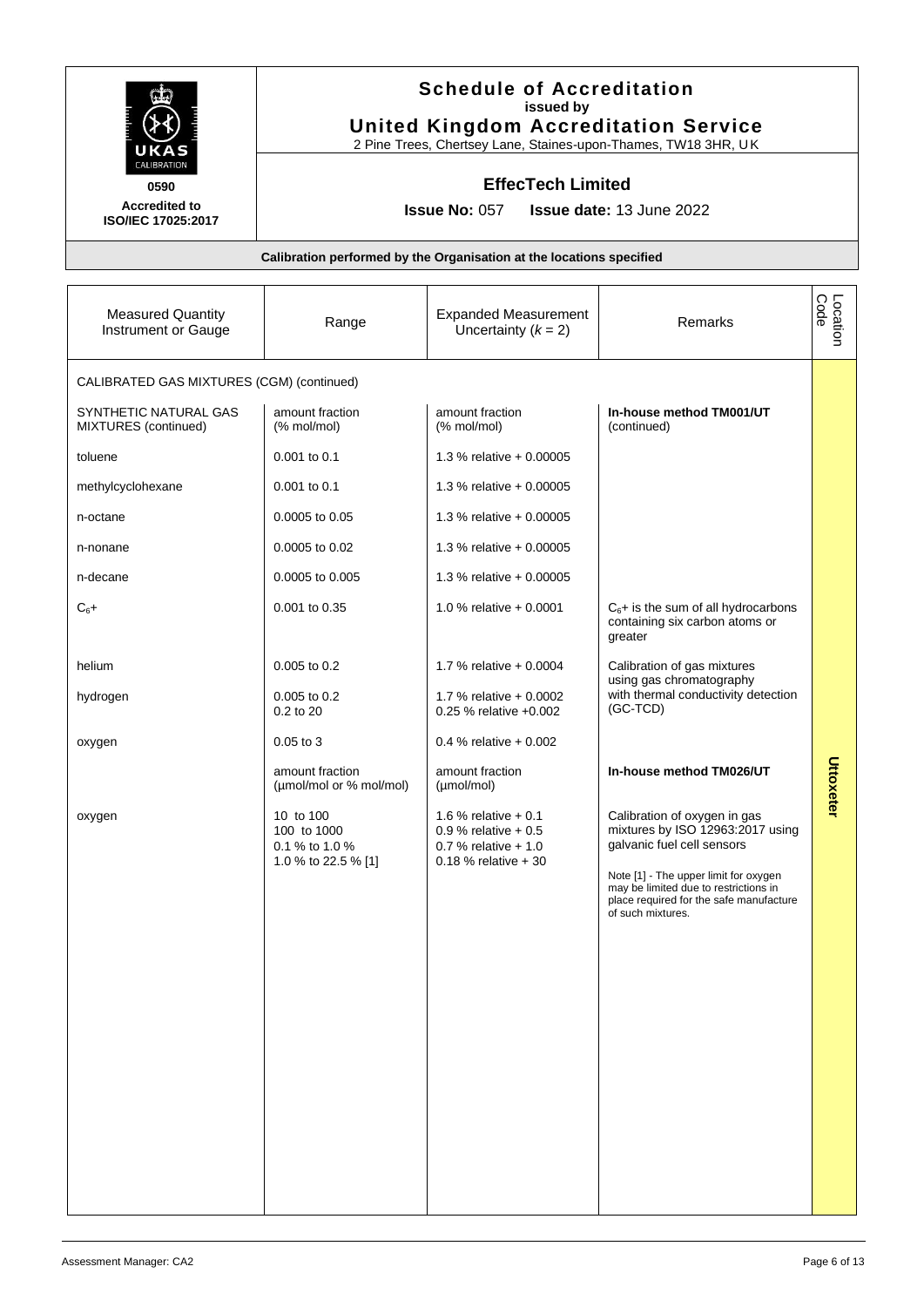# Schedule of Accreditation
issued by
**United Kingdom Accreditation Service**
2 Pine Trees, Chertsey Lane, Staines-upon-Thames, TW18 3HR, UK

0590
**Accredited to ISO/IEC 17025:2017**

## EffecTech Limited

**Issue No:** 057 **Issue date:** 13 June 2022

**Calibration performed by the Organisation at the locations specified**

| Measured Quantity Instrument or Gauge | Range | Expanded Measurement Uncertainty ($k = 2$) | Remarks | Location Code |
|---|---|---|---|---|
| CALIBRATED GAS MIXTURES (CGM) (continued) | | | | Uttoxeter |
| SYNTHETIC NATURAL GAS MIXTURES (continued) | amount fraction (% mol/mol) | amount fraction (% mol/mol) | **In-house method TM001/UT** (continued) | |
| toluene | 0.001 to 0.1 | 1.3 % relative + 0.00005 | | |
| methylcyclohexane | 0.001 to 0.1 | 1.3 % relative + 0.00005 | | |
| n-octane | 0.0005 to 0.05 | 1.3 % relative + 0.00005 | | |
| n-nonane | 0.0005 to 0.02 | 1.3 % relative + 0.00005 | | |
| n-decane | 0.0005 to 0.005 | 1.3 % relative + 0.00005 | | |
| $C_6$+ | 0.001 to 0.35 | 1.0 % relative + 0.0001 | $C_6$+ is the sum of all hydrocarbons containing six carbon atoms or greater | |
| helium | 0.005 to 0.2 | 1.7 % relative + 0.0004 | Calibration of gas mixtures using gas chromatography with thermal conductivity detection (GC-TCD) | |
| hydrogen | 0.005 to 0.2<br>0.2 to 20 | 1.7 % relative + 0.0002<br>0.25 % relative +0.002 | | |
| oxygen | 0.05 to 3 | 0.4 % relative + 0.002 | | |
| | amount fraction (µmol/mol or % mol/mol) | amount fraction (µmol/mol) | **In-house method TM026/UT** | |
| oxygen | 10 to 100<br>100 to 1000<br>0.1 % to 1.0 %<br>1.0 % to 22.5 % [1] | 1.6 % relative + 0.1<br>0.9 % relative + 0.5<br>0.7 % relative + 1.0<br>0.18 % relative + 30 | Calibration of oxygen in gas mixtures by ISO 12963:2017 using galvanic fuel cell sensors<br><br>Note [1] - The upper limit for oxygen may be limited due to restrictions in place required for the safe manufacture of such mixtures. | |

Assessment Manager: CA2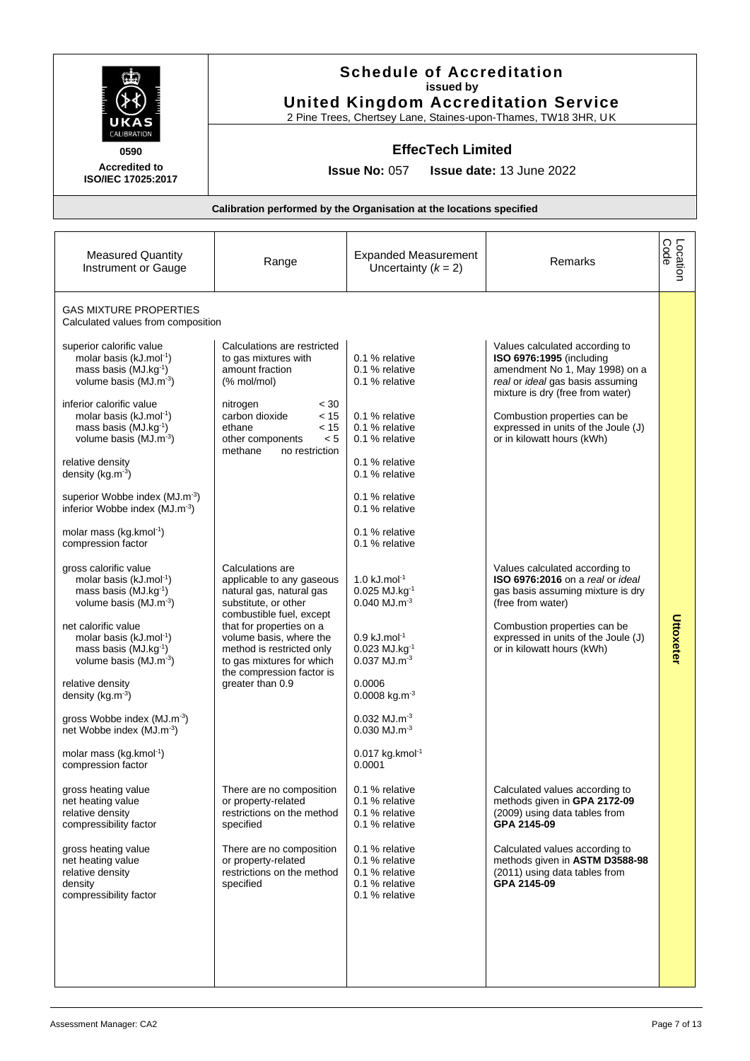# Schedule of Accreditation

**issued by**

## United Kingdom Accreditation Service

2 Pine Trees, Chertsey Lane, Staines-upon-Thames, TW18 3HR, UK

**0590**

**Accredited to ISO/IEC 17025:2017**

### EffecTech Limited

**Issue No:** 057 **Issue date:** 13 June 2022

**Calibration performed by the Organisation at the locations specified**

| Measured Quantity Instrument or Gauge | Range | Expanded Measurement Uncertainty ($k = 2$) | Remarks | Location Code |
|---|---|---|---|---|
| GAS MIXTURE PROPERTIES<br>Calculated values from composition | | | | |
| superior calorific value<br>molar basis ($kJ.mol^{-1}$)<br>mass basis ($MJ.kg^{-1}$)<br>volume basis ($MJ.m^{-3}$) | Calculations are restricted to gas mixtures with amount fraction (% mol/mol) | <br>0.1 % relative<br>0.1 % relative<br>0.1 % relative | Values calculated according to **ISO 6976:1995** (including amendment No 1, May 1998) on a *real* or *ideal* gas basis assuming mixture is dry (free from water) | Uttoxeter |
| inferior calorific value<br>molar basis ($kJ.mol^{-1}$)<br>mass basis ($MJ.kg^{-1}$)<br>volume basis ($MJ.m^{-3}$) | nitrogen < 30<br>carbon dioxide < 15<br>ethane < 15<br>other components < 5<br>methane no restriction | <br>0.1 % relative<br>0.1 % relative<br>0.1 % relative | Combustion properties can be expressed in units of the Joule (J) or in kilowatt hours (kWh) | Uttoxeter |
| relative density<br>density ($kg.m^{-3}$) | | 0.1 % relative<br>0.1 % relative | | Uttoxeter |
| superior Wobbe index ($MJ.m^{-3}$)<br>inferior Wobbe index ($MJ.m^{-3}$) | | 0.1 % relative<br>0.1 % relative | | Uttoxeter |
| molar mass ($kg.kmol^{-1}$)<br>compression factor | | 0.1 % relative<br>0.1 % relative | | Uttoxeter |
| gross calorific value<br>molar basis ($kJ.mol^{-1}$)<br>mass basis ($MJ.kg^{-1}$)<br>volume basis ($MJ.m^{-3}$) | Calculations are applicable to any gaseous natural gas, natural gas substitute, or other combustible fuel, except that for properties on a volume basis, where the method is restricted only to gas mixtures for which the compression factor is greater than 0.9 | <br>1.0 $kJ.mol^{-1}$<br>0.025 $MJ.kg^{-1}$<br>0.040 $MJ.m^{-3}$ | Values calculated according to **ISO 6976:2016** on a *real* or *ideal* gas basis assuming mixture is dry (free from water) | Uttoxeter |
| net calorific value<br>molar basis ($kJ.mol^{-1}$)<br>mass basis ($MJ.kg^{-1}$)<br>volume basis ($MJ.m^{-3}$) | | <br>0.9 $kJ.mol^{-1}$<br>0.023 $MJ.kg^{-1}$<br>0.037 $MJ.m^{-3}$ | Combustion properties can be expressed in units of the Joule (J) or in kilowatt hours (kWh) | Uttoxeter |
| relative density<br>density ($kg.m^{-3}$) | | 0.0006<br>0.0008 $kg.m^{-3}$ | | Uttoxeter |
| gross Wobbe index ($MJ.m^{-3}$)<br>net Wobbe index ($MJ.m^{-3}$) | | 0.032 $MJ.m^{-3}$<br>0.030 $MJ.m^{-3}$ | | Uttoxeter |
| molar mass ($kg.kmol^{-1}$)<br>compression factor | | 0.017 $kg.kmol^{-1}$<br>0.0001 | | Uttoxeter |
| gross heating value<br>net heating value<br>relative density<br>compressibility factor | There are no composition or property-related restrictions on the method specified | 0.1 % relative<br>0.1 % relative<br>0.1 % relative<br>0.1 % relative | Calculated values according to methods given in **GPA 2172-09** (2009) using data tables from **GPA 2145-09** | Uttoxeter |
| gross heating value<br>net heating value<br>relative density<br>density<br>compressibility factor | There are no composition or property-related restrictions on the method specified | 0.1 % relative<br>0.1 % relative<br>0.1 % relative<br>0.1 % relative<br>0.1 % relative | Calculated values according to methods given in **ASTM D3588-98** (2011) using data tables from **GPA 2145-09** | Uttoxeter |

Assessment Manager: CA2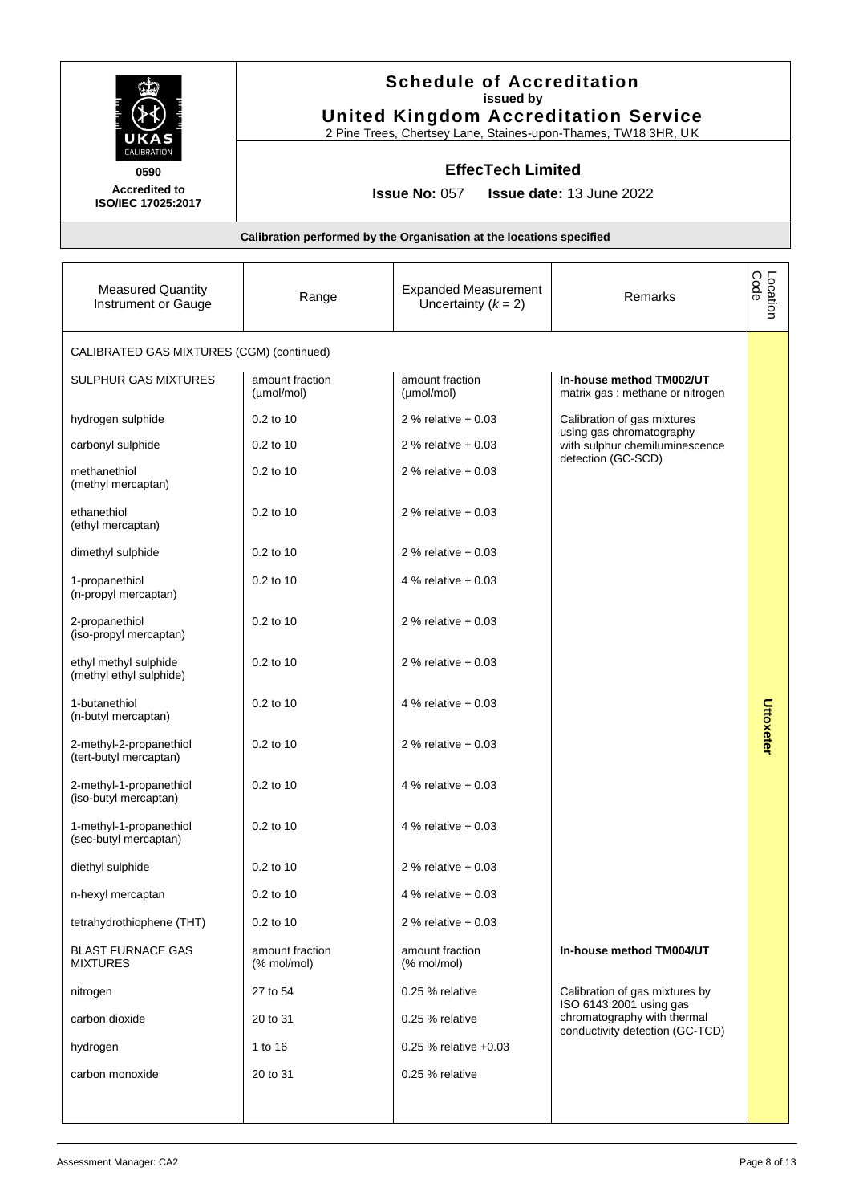# Schedule of Accreditation

**issued by**

**United Kingdom Accreditation Service**

2 Pine Trees, Chertsey Lane, Staines-upon-Thames, TW18 3HR, UK

**0590**

**Accredited to ISO/IEC 17025:2017**

## EffecTech Limited

**Issue No:** 057 **Issue date:** 13 June 2022

**Calibration performed by the Organisation at the locations specified**

| Measured Quantity Instrument or Gauge | Range | Expanded Measurement Uncertainty ($k$ = 2) | Remarks | Location Code |
|---|---|---|---|---|
| CALIBRATED GAS MIXTURES (CGM) (continued) | | | | Uttoxeter |
| SULPHUR GAS MIXTURES | amount fraction (µmol/mol) | amount fraction (µmol/mol) | **In-house method TM002/UT** matrix gas : methane or nitrogen | |
| hydrogen sulphide | 0.2 to 10 | 2 % relative + 0.03 | Calibration of gas mixtures using gas chromatography with sulphur chemiluminescence detection (GC-SCD) | |
| carbonyl sulphide | 0.2 to 10 | 2 % relative + 0.03 | | |
| methanethiol (methyl mercaptan) | 0.2 to 10 | 2 % relative + 0.03 | | |
| ethanethiol (ethyl mercaptan) | 0.2 to 10 | 2 % relative + 0.03 | | |
| dimethyl sulphide | 0.2 to 10 | 2 % relative + 0.03 | | |
| 1-propanethiol (n-propyl mercaptan) | 0.2 to 10 | 4 % relative + 0.03 | | |
| 2-propanethiol (iso-propyl mercaptan) | 0.2 to 10 | 2 % relative + 0.03 | | |
| ethyl methyl sulphide (methyl ethyl sulphide) | 0.2 to 10 | 2 % relative + 0.03 | | |
| 1-butanethiol (n-butyl mercaptan) | 0.2 to 10 | 4 % relative + 0.03 | | |
| 2-methyl-2-propanethiol (tert-butyl mercaptan) | 0.2 to 10 | 2 % relative + 0.03 | | |
| 2-methyl-1-propanethiol (iso-butyl mercaptan) | 0.2 to 10 | 4 % relative + 0.03 | | |
| 1-methyl-1-propanethiol (sec-butyl mercaptan) | 0.2 to 10 | 4 % relative + 0.03 | | |
| diethyl sulphide | 0.2 to 10 | 2 % relative + 0.03 | | |
| n-hexyl mercaptan | 0.2 to 10 | 4 % relative + 0.03 | | |
| tetrahydrothiophene (THT) | 0.2 to 10 | 2 % relative + 0.03 | | |
| BLAST FURNACE GAS MIXTURES | amount fraction (% mol/mol) | amount fraction (% mol/mol) | **In-house method TM004/UT** | |
| nitrogen | 27 to 54 | 0.25 % relative | Calibration of gas mixtures by ISO 6143:2001 using gas chromatography with thermal conductivity detection (GC-TCD) | |
| carbon dioxide | 20 to 31 | 0.25 % relative | | |
| hydrogen | 1 to 16 | 0.25 % relative +0.03 | | |
| carbon monoxide | 20 to 31 | 0.25 % relative | | |

Assessment Manager: CA2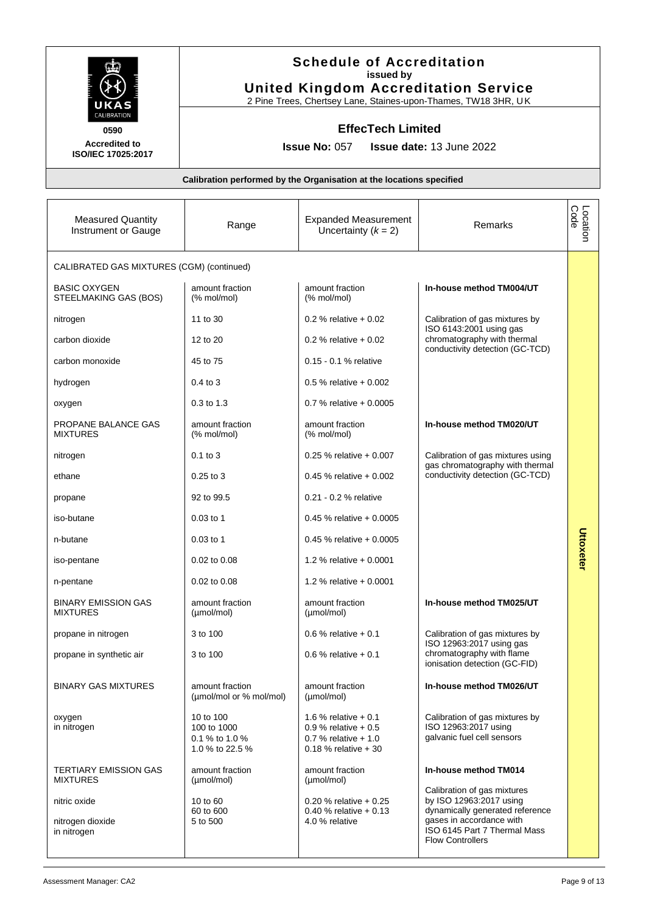# Schedule of Accreditation
**issued by**
## United Kingdom Accreditation Service
2 Pine Trees, Chertsey Lane, Staines-upon-Thames, TW18 3HR, UK

0590
**Accredited to ISO/IEC 17025:2017**

## EffecTech Limited

**Issue No:** 057 **Issue date:** 13 June 2022

**Calibration performed by the Organisation at the locations specified**

| Measured Quantity Instrument or Gauge | Range | Expanded Measurement Uncertainty ($k$ = 2) | Remarks | Location Code |
|---|---|---|---|---|
| CALIBRATED GAS MIXTURES (CGM) (continued) | | | | Uttoxeter |
| BASIC OXYGEN STEELMAKING GAS (BOS) | amount fraction (% mol/mol) | amount fraction (% mol/mol) | **In-house method TM004/UT** | |
| nitrogen | 11 to 30 | 0.2 % relative + 0.02 | Calibration of gas mixtures by ISO 6143:2001 using gas chromatography with thermal conductivity detection (GC-TCD) | |
| carbon dioxide | 12 to 20 | 0.2 % relative + 0.02 | | |
| carbon monoxide | 45 to 75 | 0.15 - 0.1 % relative | | |
| hydrogen | 0.4 to 3 | 0.5 % relative + 0.002 | | |
| oxygen | 0.3 to 1.3 | 0.7 % relative + 0.0005 | | |
| PROPANE BALANCE GAS MIXTURES | amount fraction (% mol/mol) | amount fraction (% mol/mol) | **In-house method TM020/UT** | |
| nitrogen | 0.1 to 3 | 0.25 % relative + 0.007 | Calibration of gas mixtures using gas chromatography with thermal conductivity detection (GC-TCD) | |
| ethane | 0.25 to 3 | 0.45 % relative + 0.002 | | |
| propane | 92 to 99.5 | 0.21 - 0.2 % relative | | |
| iso-butane | 0.03 to 1 | 0.45 % relative + 0.0005 | | |
| n-butane | 0.03 to 1 | 0.45 % relative + 0.0005 | | |
| iso-pentane | 0.02 to 0.08 | 1.2 % relative + 0.0001 | | |
| n-pentane | 0.02 to 0.08 | 1.2 % relative + 0.0001 | | |
| BINARY EMISSION GAS MIXTURES | amount fraction (µmol/mol) | amount fraction (µmol/mol) | **In-house method TM025/UT** | |
| propane in nitrogen | 3 to 100 | 0.6 % relative + 0.1 | Calibration of gas mixtures by ISO 12963:2017 using gas chromatography with flame ionisation detection (GC-FID) | |
| propane in synthetic air | 3 to 100 | 0.6 % relative + 0.1 | | |
| BINARY GAS MIXTURES | amount fraction (µmol/mol or % mol/mol) | amount fraction (µmol/mol) | **In-house method TM026/UT** | |
| oxygen in nitrogen | 10 to 100<br>100 to 1000<br>0.1 % to 1.0 %<br>1.0 % to 22.5 % | 1.6 % relative + 0.1<br>0.9 % relative + 0.5<br>0.7 % relative + 1.0<br>0.18 % relative + 30 | Calibration of gas mixtures by ISO 12963:2017 using galvanic fuel cell sensors | |
| TERTIARY EMISSION GAS MIXTURES | amount fraction (µmol/mol) | amount fraction (µmol/mol) | **In-house method TM014** | |
| nitric oxide | 10 to 60<br>60 to 600 | 0.20 % relative + 0.25<br>0.40 % relative + 0.13 | Calibration of gas mixtures by ISO 12963:2017 using dynamically generated reference gases in accordance with ISO 6145 Part 7 Thermal Mass Flow Controllers | |
| nitrogen dioxide in nitrogen | 5 to 500 | 4.0 % relative | | |

Assessment Manager: CA2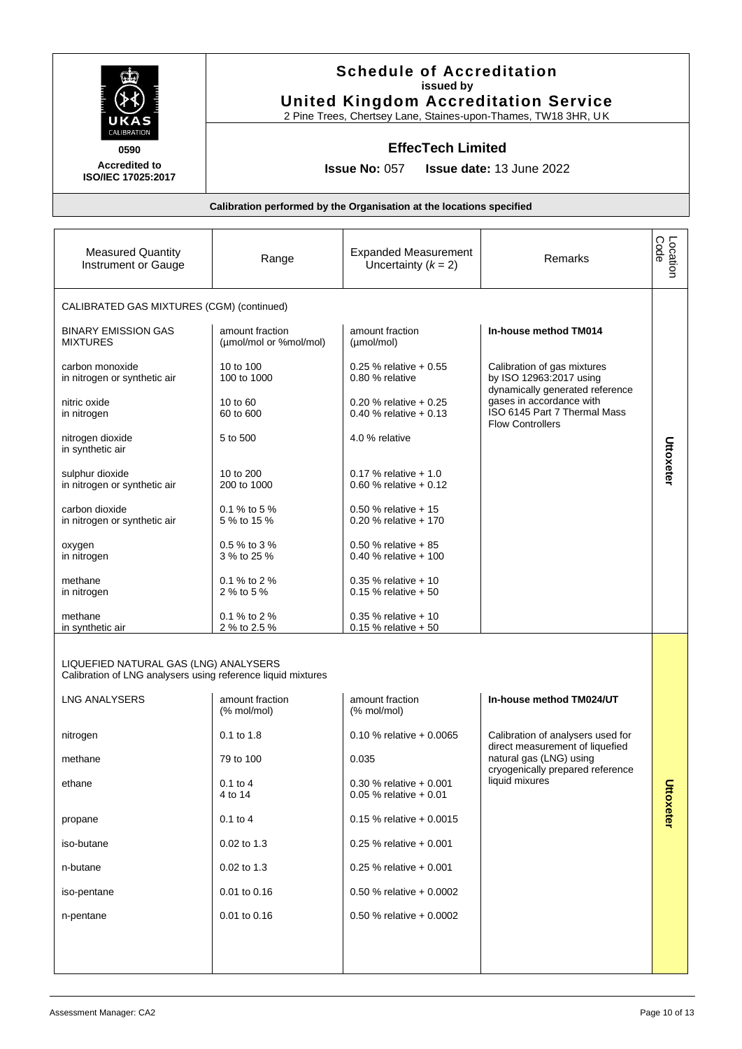# Schedule of Accreditation

issued by

**United Kingdom Accreditation Service**

2 Pine Trees, Chertsey Lane, Staines-upon-Thames, TW18 3HR, UK

0590

**Accredited to ISO/IEC 17025:2017**

## EffecTech Limited

**Issue No:** 057 **Issue date:** 13 June 2022

**Calibration performed by the Organisation at the locations specified**

| Measured Quantity Instrument or Gauge | Range | Expanded Measurement Uncertainty ($k$ = 2) | Remarks | Location Code |
|---|---|---|---|---|
| CALIBRATED GAS MIXTURES (CGM) (continued) | | | | |
| BINARY EMISSION GAS MIXTURES | amount fraction (µmol/mol or %mol/mol) | amount fraction (µmol/mol) | **In-house method TM014** | Uttoxeter |
| carbon monoxide in nitrogen or synthetic air | 10 to 100<br>100 to 1000 | 0.25 % relative + 0.55<br>0.80 % relative | Calibration of gas mixtures by ISO 12963:2017 using dynamically generated reference gases in accordance with ISO 6145 Part 7 Thermal Mass Flow Controllers | |
| nitric oxide in nitrogen | 10 to 60<br>60 to 600 | 0.20 % relative + 0.25<br>0.40 % relative + 0.13 | | |
| nitrogen dioxide in synthetic air | 5 to 500 | 4.0 % relative | | |
| sulphur dioxide in nitrogen or synthetic air | 10 to 200<br>200 to 1000 | 0.17 % relative + 1.0<br>0.60 % relative + 0.12 | | |
| carbon dioxide in nitrogen or synthetic air | 0.1 % to 5 %<br>5 % to 15 % | 0.50 % relative + 15<br>0.20 % relative + 170 | | |
| oxygen in nitrogen | 0.5 % to 3 %<br>3 % to 25 % | 0.50 % relative + 85<br>0.40 % relative + 100 | | |
| methane in nitrogen | 0.1 % to 2 %<br>2 % to 5 % | 0.35 % relative + 10<br>0.15 % relative + 50 | | |
| methane in synthetic air | 0.1 % to 2 %<br>2 % to 2.5 % | 0.35 % relative + 10<br>0.15 % relative + 50 | | |
| LIQUEFIED NATURAL GAS (LNG) ANALYSERS<br>Calibration of LNG analysers using reference liquid mixtures | | | | Uttoxeter |
| LNG ANALYSERS | amount fraction (% mol/mol) | amount fraction (% mol/mol) | **In-house method TM024/UT** | |
| nitrogen | 0.1 to 1.8 | 0.10 % relative + 0.0065 | Calibration of analysers used for direct measurement of liquefied natural gas (LNG) using cryogenically prepared reference liquid mixures | |
| methane | 79 to 100 | 0.035 | | |
| ethane | 0.1 to 4<br>4 to 14 | 0.30 % relative + 0.001<br>0.05 % relative + 0.01 | | |
| propane | 0.1 to 4 | 0.15 % relative + 0.0015 | | |
| iso-butane | 0.02 to 1.3 | 0.25 % relative + 0.001 | | |
| n-butane | 0.02 to 1.3 | 0.25 % relative + 0.001 | | |
| iso-pentane | 0.01 to 0.16 | 0.50 % relative + 0.0002 | | |
| n-pentane | 0.01 to 0.16 | 0.50 % relative + 0.0002 | | |

Assessment Manager: CA2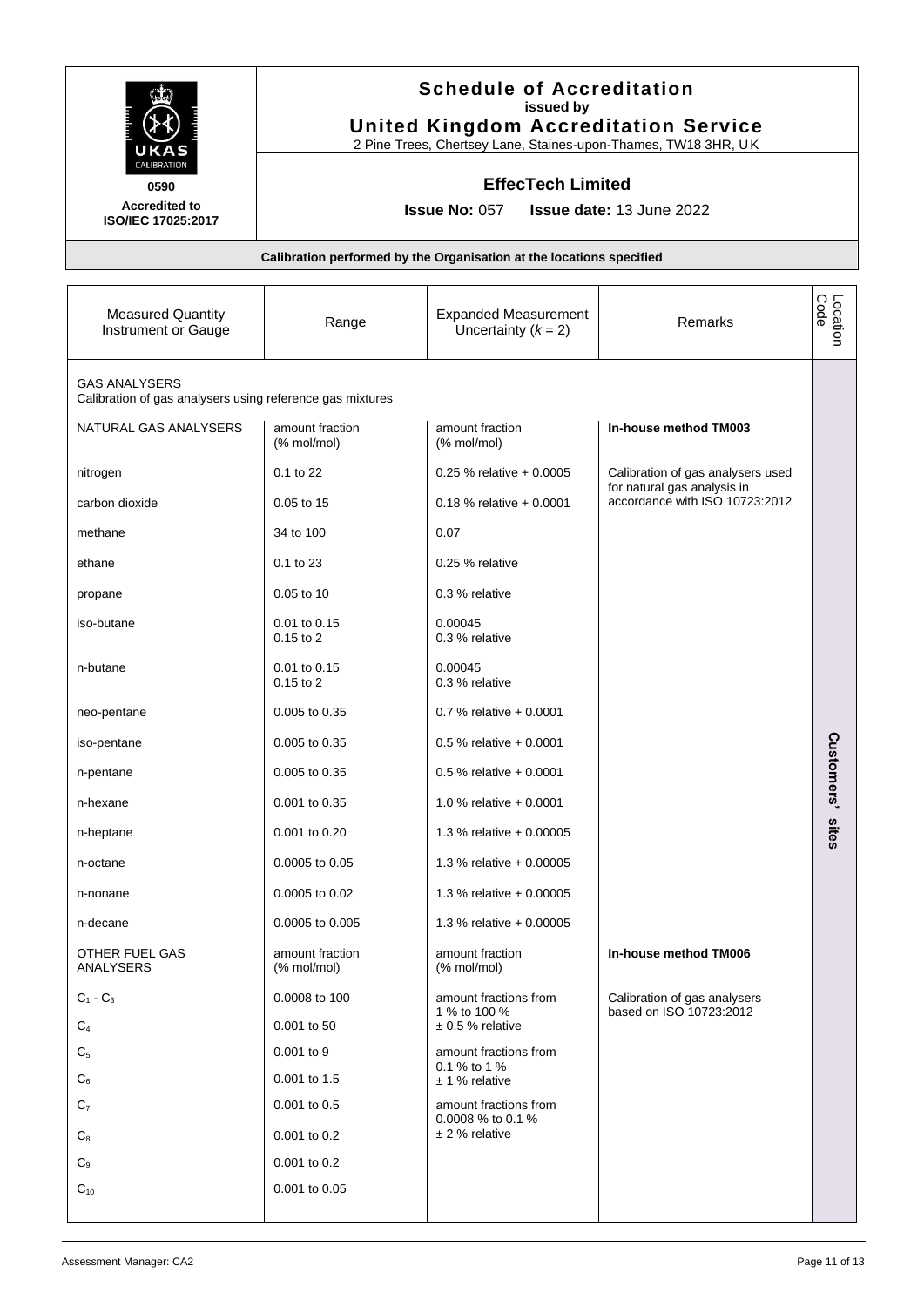# Schedule of Accreditation

issued by

**United Kingdom Accreditation Service**

2 Pine Trees, Chertsey Lane, Staines-upon-Thames, TW18 3HR, UK

UKAS CALIBRATION

**0590**

**Accredited to ISO/IEC 17025:2017**

## EffecTech Limited

**Issue No:** 057 **Issue date:** 13 June 2022

**Calibration performed by the Organisation at the locations specified**

| Measured Quantity Instrument or Gauge | Range | Expanded Measurement Uncertainty ($k$ = 2) | Remarks | Location Code |
|---|---|---|---|---|
| GAS ANALYSERS<br>Calibration of gas analysers using reference gas mixtures | | | | Customers' sites |
| NATURAL GAS ANALYSERS | amount fraction (% mol/mol) | amount fraction (% mol/mol) | **In-house method TM003** | |
| nitrogen | 0.1 to 22 | 0.25 % relative + 0.0005 | Calibration of gas analysers used for natural gas analysis in accordance with ISO 10723:2012 | |
| carbon dioxide | 0.05 to 15 | 0.18 % relative + 0.0001 | | |
| methane | 34 to 100 | 0.07 | | |
| ethane | 0.1 to 23 | 0.25 % relative | | |
| propane | 0.05 to 10 | 0.3 % relative | | |
| iso-butane | 0.01 to 0.15<br>0.15 to 2 | 0.00045<br>0.3 % relative | | |
| n-butane | 0.01 to 0.15<br>0.15 to 2 | 0.00045<br>0.3 % relative | | |
| neo-pentane | 0.005 to 0.35 | 0.7 % relative + 0.0001 | | |
| iso-pentane | 0.005 to 0.35 | 0.5 % relative + 0.0001 | | |
| n-pentane | 0.005 to 0.35 | 0.5 % relative + 0.0001 | | |
| n-hexane | 0.001 to 0.35 | 1.0 % relative + 0.0001 | | |
| n-heptane | 0.001 to 0.20 | 1.3 % relative + 0.00005 | | |
| n-octane | 0.0005 to 0.05 | 1.3 % relative + 0.00005 | | |
| n-nonane | 0.0005 to 0.02 | 1.3 % relative + 0.00005 | | |
| n-decane | 0.0005 to 0.005 | 1.3 % relative + 0.00005 | | |
| OTHER FUEL GAS ANALYSERS | amount fraction (% mol/mol) | amount fraction (% mol/mol) | **In-house method TM006** | |
| $C_1$ - $C_3$ | 0.0008 to 100 | amount fractions from 1 % to 100 %<br>± 0.5 % relative | Calibration of gas analysers based on ISO 10723:2012 | |
| $C_4$ | 0.001 to 50 | | | |
| $C_5$ | 0.001 to 9 | amount fractions from 0.1 % to 1 %<br>± 1 % relative | | |
| $C_6$ | 0.001 to 1.5 | | | |
| $C_7$ | 0.001 to 0.5 | amount fractions from 0.0008 % to 0.1 %<br>± 2 % relative | | |
| $C_8$ | 0.001 to 0.2 | | | |
| $C_9$ | 0.001 to 0.2 | | | |
| $C_{10}$ | 0.001 to 0.05 | | | |

Assessment Manager: CA2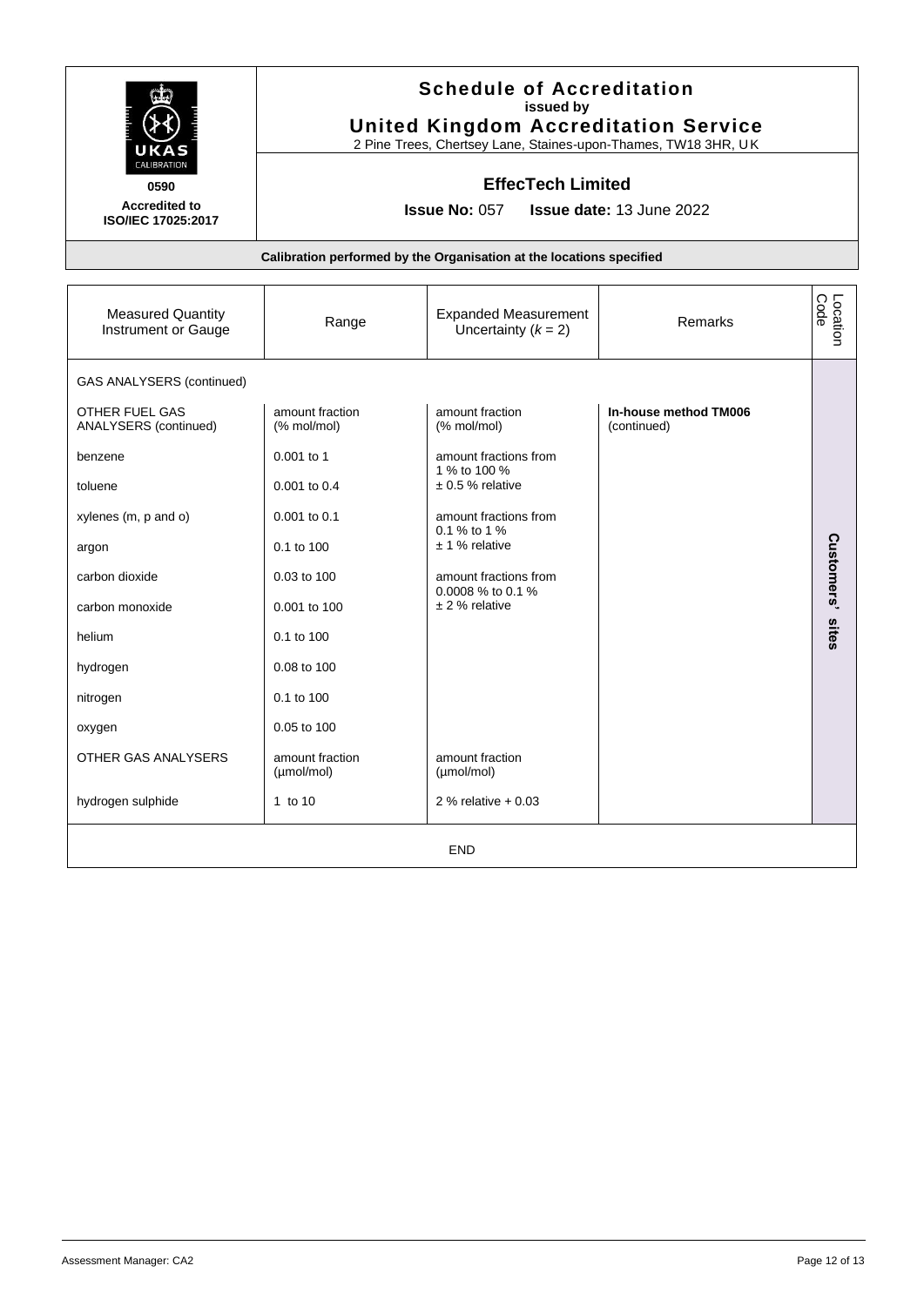UKAS CALIBRATION

0590

Accredited to ISO/IEC 17025:2017

# Schedule of Accreditation

**issued by**

## United Kingdom Accreditation Service

2 Pine Trees, Chertsey Lane, Staines-upon-Thames, TW18 3HR, UK

### EffecTech Limited

**Issue No:** 057 **Issue date:** 13 June 2022

**Calibration performed by the Organisation at the locations specified**

| Measured Quantity Instrument or Gauge | Range | Expanded Measurement Uncertainty ($k$ = 2) | Remarks | Location Code |
|---|---|---|---|---|
| GAS ANALYSERS (continued) | | | | |
| OTHER FUEL GAS ANALYSERS (continued) | amount fraction (% mol/mol) | amount fraction (% mol/mol) | **In-house method TM006** (continued) | **Customers' sites** |
| benzene | 0.001 to 1 | amount fractions from 1 % to 100 % | | |
| toluene | 0.001 to 0.4 | ± 0.5 % relative | | |
| xylenes (m, p and o) | 0.001 to 0.1 | amount fractions from 0.1 % to 1 % | | |
| argon | 0.1 to 100 | ± 1 % relative | | |
| carbon dioxide | 0.03 to 100 | amount fractions from 0.0008 % to 0.1 % | | |
| carbon monoxide | 0.001 to 100 | ± 2 % relative | | |
| helium | 0.1 to 100 | | | |
| hydrogen | 0.08 to 100 | | | |
| nitrogen | 0.1 to 100 | | | |
| oxygen | 0.05 to 100 | | | |
| OTHER GAS ANALYSERS | amount fraction (µmol/mol) | amount fraction (µmol/mol) | | |
| hydrogen sulphide | 1 to 10 | 2 % relative + 0.03 | | |

END

Assessment Manager: CA2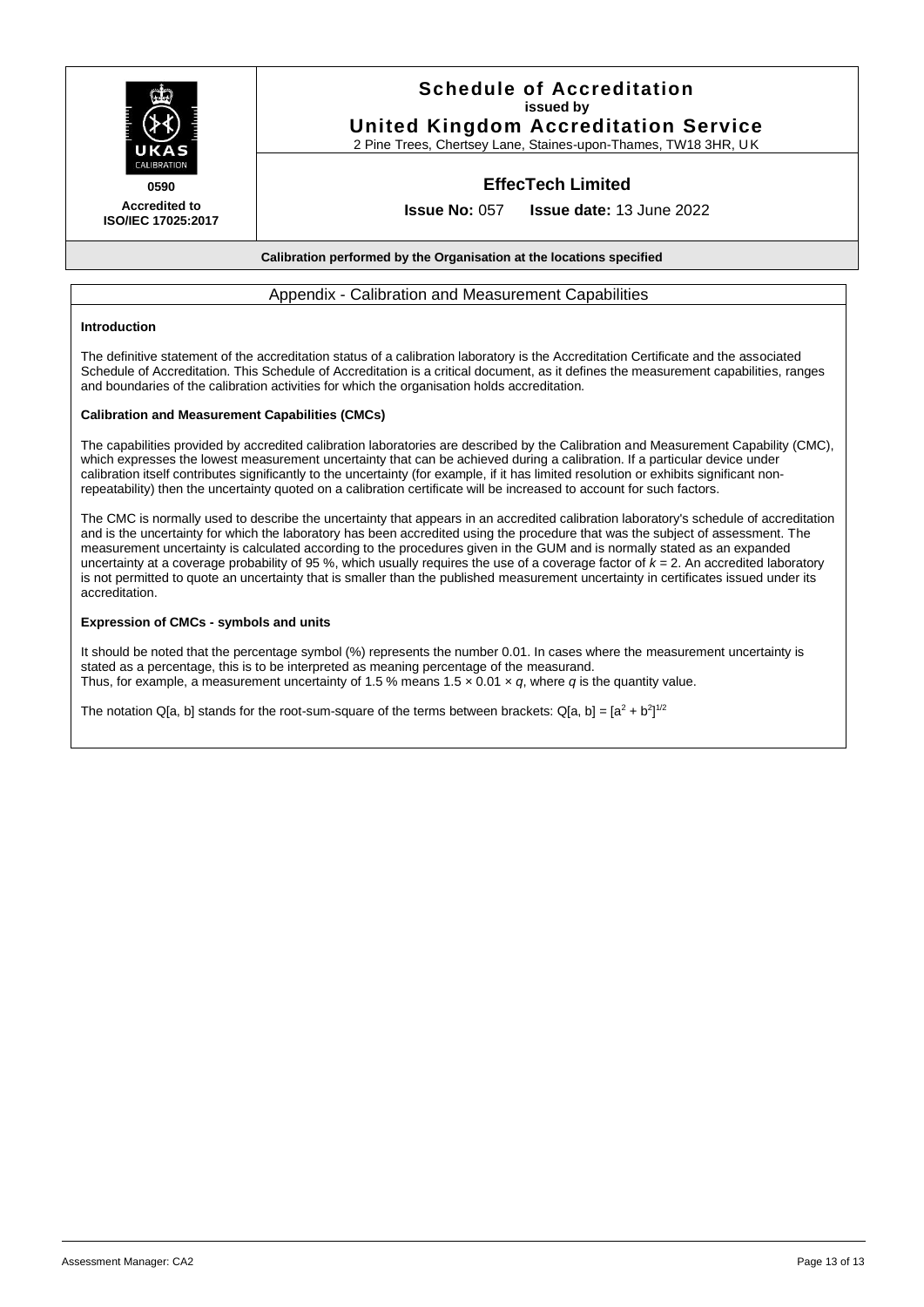# Schedule of Accreditation
**issued by**
## United Kingdom Accreditation Service
2 Pine Trees, Chertsey Lane, Staines-upon-Thames, TW18 3HR, UK

**0590**
**Accredited to ISO/IEC 17025:2017**

## EffecTech Limited

**Issue No:** 057 **Issue date:** 13 June 2022

**Calibration performed by the Organisation at the locations specified**

## Appendix - Calibration and Measurement Capabilities

### Introduction

The definitive statement of the accreditation status of a calibration laboratory is the Accreditation Certificate and the associated Schedule of Accreditation. This Schedule of Accreditation is a critical document, as it defines the measurement capabilities, ranges and boundaries of the calibration activities for which the organisation holds accreditation.

### Calibration and Measurement Capabilities (CMCs)

The capabilities provided by accredited calibration laboratories are described by the Calibration and Measurement Capability (CMC), which expresses the lowest measurement uncertainty that can be achieved during a calibration. If a particular device under calibration itself contributes significantly to the uncertainty (for example, if it has limited resolution or exhibits significant non-repeatability) then the uncertainty quoted on a calibration certificate will be increased to account for such factors.

The CMC is normally used to describe the uncertainty that appears in an accredited calibration laboratory's schedule of accreditation and is the uncertainty for which the laboratory has been accredited using the procedure that was the subject of assessment. The measurement uncertainty is calculated according to the procedures given in the GUM and is normally stated as an expanded uncertainty at a coverage probability of 95 %, which usually requires the use of a coverage factor of $k = 2$. An accredited laboratory is not permitted to quote an uncertainty that is smaller than the published measurement uncertainty in certificates issued under its accreditation.

### Expression of CMCs - symbols and units

It should be noted that the percentage symbol (%) represents the number 0.01. In cases where the measurement uncertainty is stated as a percentage, this is to be interpreted as meaning percentage of the measurand.
Thus, for example, a measurement uncertainty of 1.5 % means $1.5 \times 0.01 \times q$, where $q$ is the quantity value.

The notation Q[a, b] stands for the root-sum-square of the terms between brackets: $Q[a, b] = [a^2 + b^2]^{1/2}$

Assessment Manager: CA2